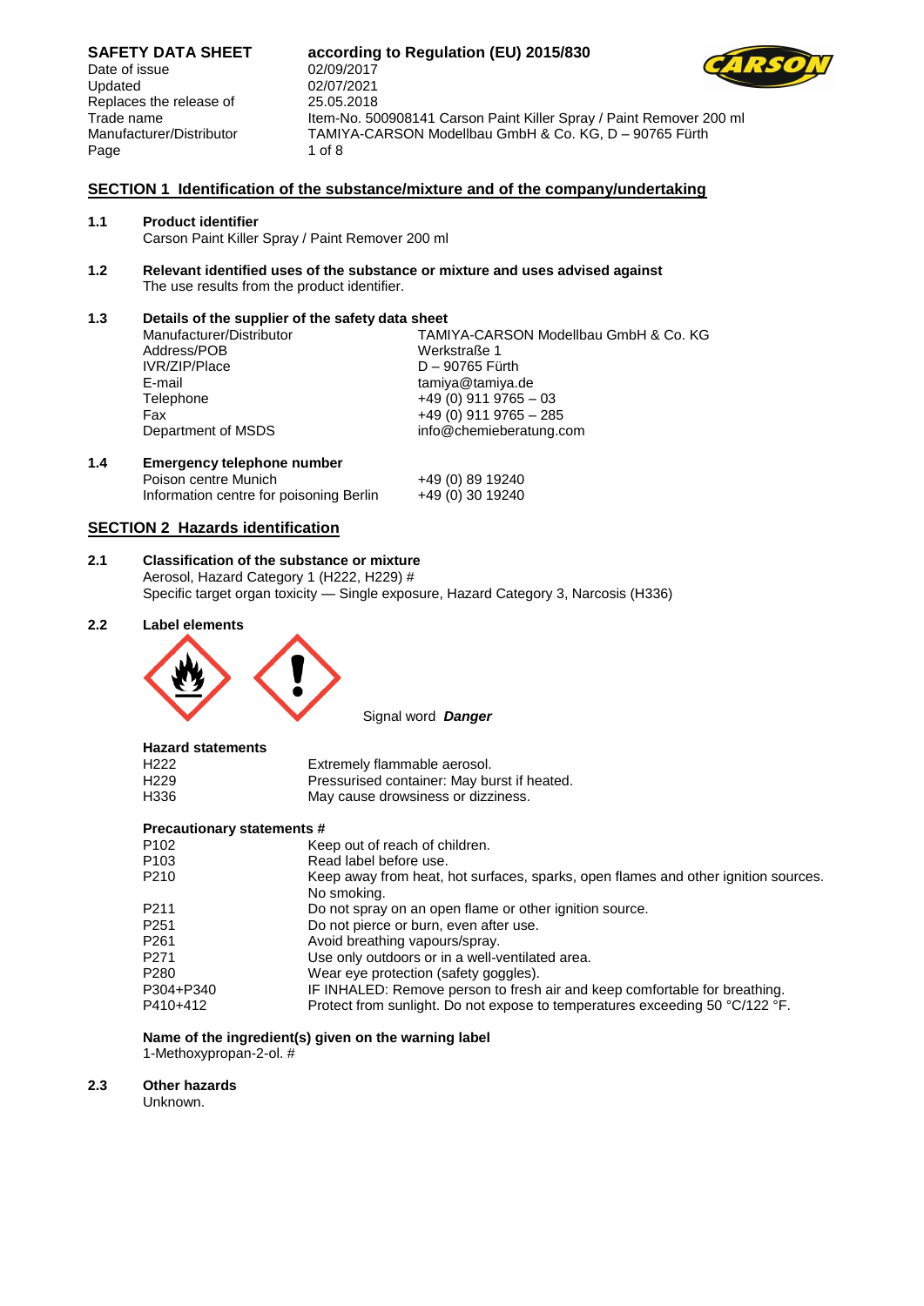**SAFETY DATA SHEET** **according to Regulation (EU) 2015/830**

| | |
|---|---|
| Date of issue | 02/09/2017 |
| Updated | 02/07/2021 |
| Replaces the release of | 25.05.2018 |
| Trade name | Item-No. 500908141 Carson Paint Killer Spray / Paint Remover 200 ml |
| Manufacturer/Distributor | TAMIYA-CARSON Modellbau GmbH & Co. KG, D – 90765 Fürth |

## SECTION 1 Identification of the substance/mixture and of the company/undertaking

### 1.1 Product identifier

Carson Paint Killer Spray / Paint Remover 200 ml

### 1.2 Relevant identified uses of the substance or mixture and uses advised against

The use results from the product identifier.

### 1.3 Details of the supplier of the safety data sheet

| | |
|---|---|
| Manufacturer/Distributor | TAMIYA-CARSON Modellbau GmbH & Co. KG |
| Address/POB | Werkstraße 1 |
| IVR/ZIP/Place | D – 90765 Fürth |
| E-mail | tamiya@tamiya.de |
| Telephone | +49 (0) 911 9765 – 03 |
| Fax | +49 (0) 911 9765 – 285 |
| Department of MSDS | info@chemieberatung.com |

### 1.4 Emergency telephone number

| | |
|---|---|
| Poison centre Munich | +49 (0) 89 19240 |
| Information centre for poisoning Berlin | +49 (0) 30 19240 |

## SECTION 2 Hazards identification

### 2.1 Classification of the substance or mixture

Aerosol, Hazard Category 1 (H222, H229) #
Specific target organ toxicity — Single exposure, Hazard Category 3, Narcosis (H336)

### 2.2 Label elements

Signal word ***Danger***

**Hazard statements**

| | |
|---|---|
| H222 | Extremely flammable aerosol. |
| H229 | Pressurised container: May burst if heated. |
| H336 | May cause drowsiness or dizziness. |

**Precautionary statements #**

| | |
|---|---|
| P102 | Keep out of reach of children. |
| P103 | Read label before use. |
| P210 | Keep away from heat, hot surfaces, sparks, open flames and other ignition sources. No smoking. |
| P211 | Do not spray on an open flame or other ignition source. |
| P251 | Do not pierce or burn, even after use. |
| P261 | Avoid breathing vapours/spray. |
| P271 | Use only outdoors or in a well-ventilated area. |
| P280 | Wear eye protection (safety goggles). |
| P304+P340 | IF INHALED: Remove person to fresh air and keep comfortable for breathing. |
| P410+412 | Protect from sunlight. Do not expose to temperatures exceeding 50 °C/122 °F. |

**Name of the ingredient(s) given on the warning label**

1-Methoxypropan-2-ol. #

### 2.3 Other hazards

Unknown.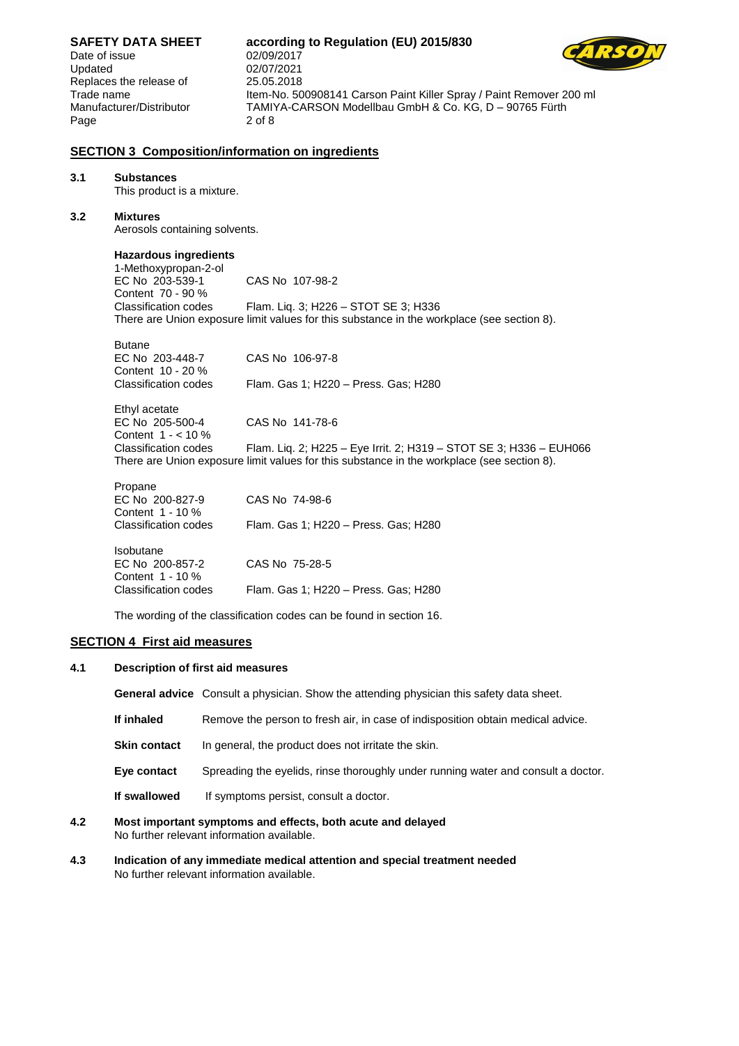## SECTION 3 Composition/information on ingredients

### 3.1 Substances

This product is a mixture.

### 3.2 Mixtures

Aerosols containing solvents.

**Hazardous ingredients**

1-Methoxypropan-2-ol
EC No 203-539-1 CAS No 107-98-2
Content 70 - 90 %
Classification codes Flam. Liq. 3; H226 – STOT SE 3; H336
There are Union exposure limit values for this substance in the workplace (see section 8).

Butane
EC No 203-448-7 CAS No 106-97-8
Content 10 - 20 %
Classification codes Flam. Gas 1; H220 – Press. Gas; H280

Ethyl acetate
EC No 205-500-4 CAS No 141-78-6
Content 1 - < 10 %
Classification codes Flam. Liq. 2; H225 – Eye Irrit. 2; H319 – STOT SE 3; H336 – EUH066
There are Union exposure limit values for this substance in the workplace (see section 8).

Propane
EC No 200-827-9 CAS No 74-98-6
Content 1 - 10 %
Classification codes Flam. Gas 1; H220 – Press. Gas; H280

Isobutane
EC No 200-857-2 CAS No 75-28-5
Content 1 - 10 %
Classification codes Flam. Gas 1; H220 – Press. Gas; H280

The wording of the classification codes can be found in section 16.

## SECTION 4 First aid measures

### 4.1 Description of first aid measures

**General advice** Consult a physician. Show the attending physician this safety data sheet.

**If inhaled** Remove the person to fresh air, in case of indisposition obtain medical advice.

**Skin contact** In general, the product does not irritate the skin.

**Eye contact** Spreading the eyelids, rinse thoroughly under running water and consult a doctor.

**If swallowed** If symptoms persist, consult a doctor.

### 4.2 Most important symptoms and effects, both acute and delayed

No further relevant information available.

### 4.3 Indication of any immediate medical attention and special treatment needed

No further relevant information available.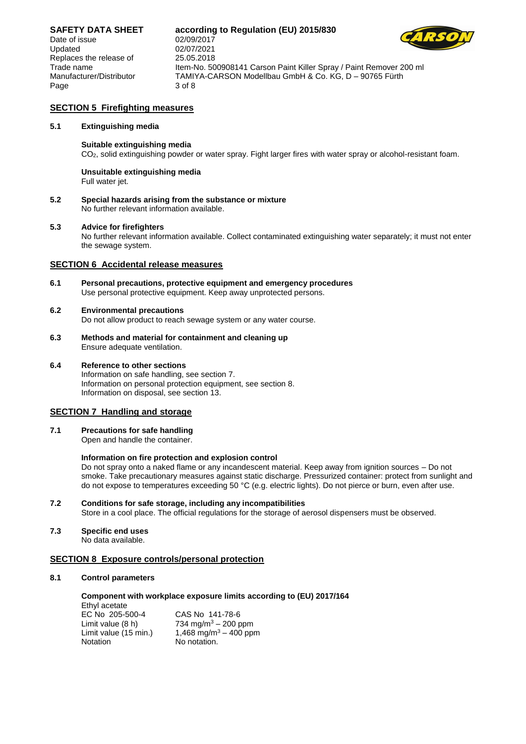## SECTION 5 Firefighting measures

**5.1 Extinguishing media**

**Suitable extinguishing media**

$CO_2$, solid extinguishing powder or water spray. Fight larger fires with water spray or alcohol-resistant foam.

**Unsuitable extinguishing media**

Full water jet.

**5.2 Special hazards arising from the substance or mixture**

No further relevant information available.

**5.3 Advice for firefighters**

No further relevant information available. Collect contaminated extinguishing water separately; it must not enter the sewage system.

## SECTION 6 Accidental release measures

**6.1 Personal precautions, protective equipment and emergency procedures**

Use personal protective equipment. Keep away unprotected persons.

**6.2 Environmental precautions**

Do not allow product to reach sewage system or any water course.

**6.3 Methods and material for containment and cleaning up**

Ensure adequate ventilation.

**6.4 Reference to other sections**

Information on safe handling, see section 7.
Information on personal protection equipment, see section 8.
Information on disposal, see section 13.

## SECTION 7 Handling and storage

**7.1 Precautions for safe handling**

Open and handle the container.

**Information on fire protection and explosion control**

Do not spray onto a naked flame or any incandescent material. Keep away from ignition sources – Do not smoke. Take precautionary measures against static discharge. Pressurized container: protect from sunlight and do not expose to temperatures exceeding 50 °C (e.g. electric lights). Do not pierce or burn, even after use.

**7.2 Conditions for safe storage, including any incompatibilities**

Store in a cool place. The official regulations for the storage of aerosol dispensers must be observed.

**7.3 Specific end uses**

No data available.

## SECTION 8 Exposure controls/personal protection

**8.1 Control parameters**

**Component with workplace exposure limits according to (EU) 2017/164**

Ethyl acetate

| | |
|---|---|
| EC No 205-500-4 | CAS No 141-78-6 |
| Limit value (8 h) | 734 mg/m$^3$ – 200 ppm |
| Limit value (15 min.) | 1,468 mg/m$^3$ – 400 ppm |
| Notation | No notation. |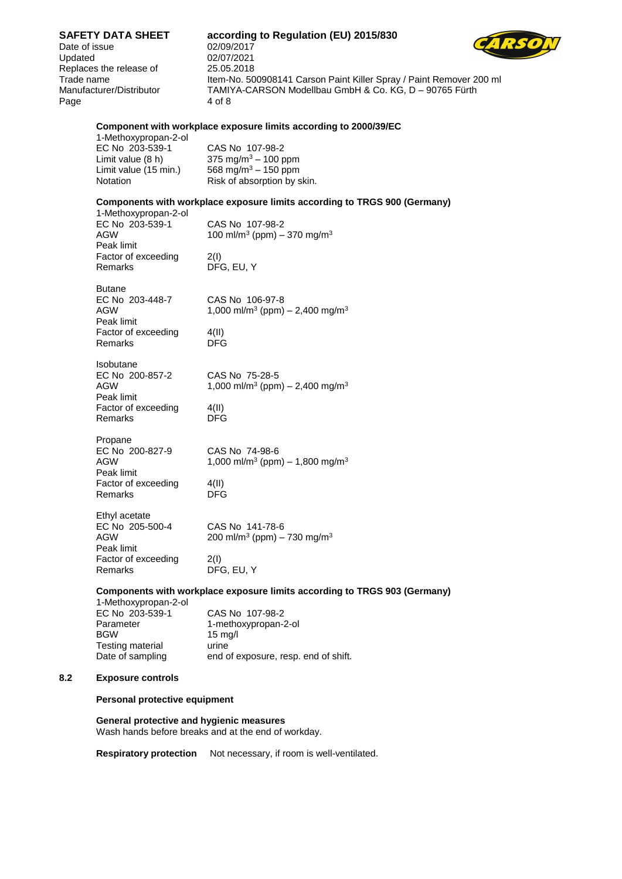**Component with workplace exposure limits according to 2000/39/EC**

| 1-Methoxypropan-2-ol | |
|---|---|
| EC No 203-539-1 | CAS No 107-98-2 |
| Limit value (8 h) | 375 mg/m$^3$ – 100 ppm |
| Limit value (15 min.) | 568 mg/m$^3$ – 150 ppm |
| Notation | Risk of absorption by skin. |

**Components with workplace exposure limits according to TRGS 900 (Germany)**

| 1-Methoxypropan-2-ol | |
|---|---|
| EC No 203-539-1 | CAS No 107-98-2 |
| AGW | 100 ml/m$^3$ (ppm) – 370 mg/m$^3$ |
| Peak limit | |
| Factor of exceeding | 2(I) |
| Remarks | DFG, EU, Y |

| Butane | |
|---|---|
| EC No 203-448-7 | CAS No 106-97-8 |
| AGW | 1,000 ml/m$^3$ (ppm) – 2,400 mg/m$^3$ |
| Peak limit | |
| Factor of exceeding | 4(II) |
| Remarks | DFG |

| Isobutane | |
|---|---|
| EC No 200-857-2 | CAS No 75-28-5 |
| AGW | 1,000 ml/m$^3$ (ppm) – 2,400 mg/m$^3$ |
| Peak limit | |
| Factor of exceeding | 4(II) |
| Remarks | DFG |

| Propane | |
|---|---|
| EC No 200-827-9 | CAS No 74-98-6 |
| AGW | 1,000 ml/m$^3$ (ppm) – 1,800 mg/m$^3$ |
| Peak limit | |
| Factor of exceeding | 4(II) |
| Remarks | DFG |

| Ethyl acetate | |
|---|---|
| EC No 205-500-4 | CAS No 141-78-6 |
| AGW | 200 ml/m$^3$ (ppm) – 730 mg/m$^3$ |
| Peak limit | |
| Factor of exceeding | 2(I) |
| Remarks | DFG, EU, Y |

**Components with workplace exposure limits according to TRGS 903 (Germany)**

| 1-Methoxypropan-2-ol | |
|---|---|
| EC No 203-539-1 | CAS No 107-98-2 |
| Parameter | 1-methoxypropan-2-ol |
| BGW | 15 mg/l |
| Testing material | urine |
| Date of sampling | end of exposure, resp. end of shift. |

## 8.2 Exposure controls

**Personal protective equipment**

**General protective and hygienic measures**
Wash hands before breaks and at the end of workday.

**Respiratory protection** Not necessary, if room is well-ventilated.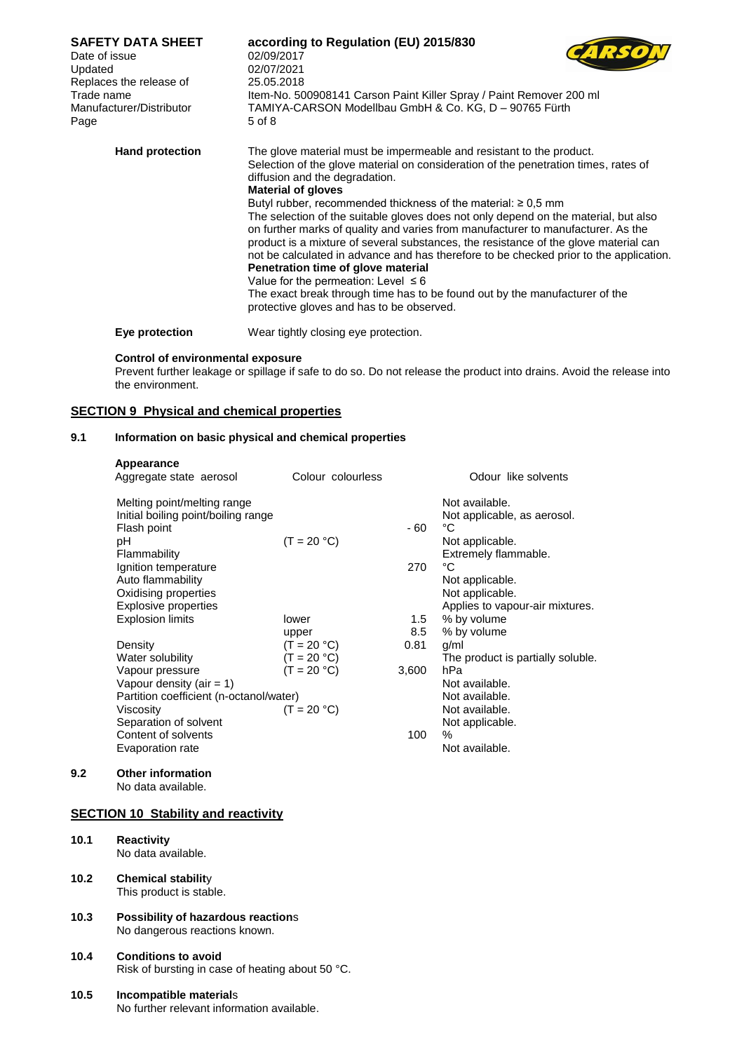**Hand protection**

The glove material must be impermeable and resistant to the product.
Selection of the glove material on consideration of the penetration times, rates of diffusion and the degradation.

**Material of gloves**

Butyl rubber, recommended thickness of the material: ≥ 0,5 mm
The selection of the suitable gloves does not only depend on the material, but also on further marks of quality and varies from manufacturer to manufacturer. As the product is a mixture of several substances, the resistance of the glove material can not be calculated in advance and has therefore to be checked prior to the application.

**Penetration time of glove material**

Value for the permeation: Level ≤ 6
The exact break through time has to be found out by the manufacturer of the protective gloves and has to be observed.

**Eye protection**

Wear tightly closing eye protection.

**Control of environmental exposure**

Prevent further leakage or spillage if safe to do so. Do not release the product into drains. Avoid the release into the environment.

## SECTION 9 Physical and chemical properties

### 9.1 Information on basic physical and chemical properties

**Appearance**

Aggregate state aerosol | Colour colourless | Odour like solvents

| Property | Condition | Value | Unit / Remark |
|---|---|---|---|
| Melting point/melting range | | | Not available. |
| Initial boiling point/boiling range | | | Not applicable, as aerosol. |
| Flash point | | - 60 | °C |
| pH | (T = 20 °C) | | Not applicable. |
| Flammability | | | Extremely flammable. |
| Ignition temperature | | 270 | °C |
| Auto flammability | | | Not applicable. |
| Oxidising properties | | | Not applicable. |
| Explosive properties | | | Applies to vapour-air mixtures. |
| Explosion limits | lower | 1.5 | % by volume |
| | upper | 8.5 | % by volume |
| Density | (T = 20 °C) | 0.81 | g/ml |
| Water solubility | (T = 20 °C) | | The product is partially soluble. |
| Vapour pressure | (T = 20 °C) | 3,600 | hPa |
| Vapour density (air = 1) | | | Not available. |
| Partition coefficient (n-octanol/water) | | | Not available. |
| Viscosity | (T = 20 °C) | | Not available. |
| Separation of solvent | | | Not applicable. |
| Content of solvents | | 100 | % |
| Evaporation rate | | | Not available. |

### 9.2 Other information

No data available.

## SECTION 10 Stability and reactivity

### 10.1 Reactivity

No data available.

### 10.2 Chemical stability

This product is stable.

### 10.3 Possibility of hazardous reactions

No dangerous reactions known.

### 10.4 Conditions to avoid

Risk of bursting in case of heating about 50 °C.

### 10.5 Incompatible materials

No further relevant information available.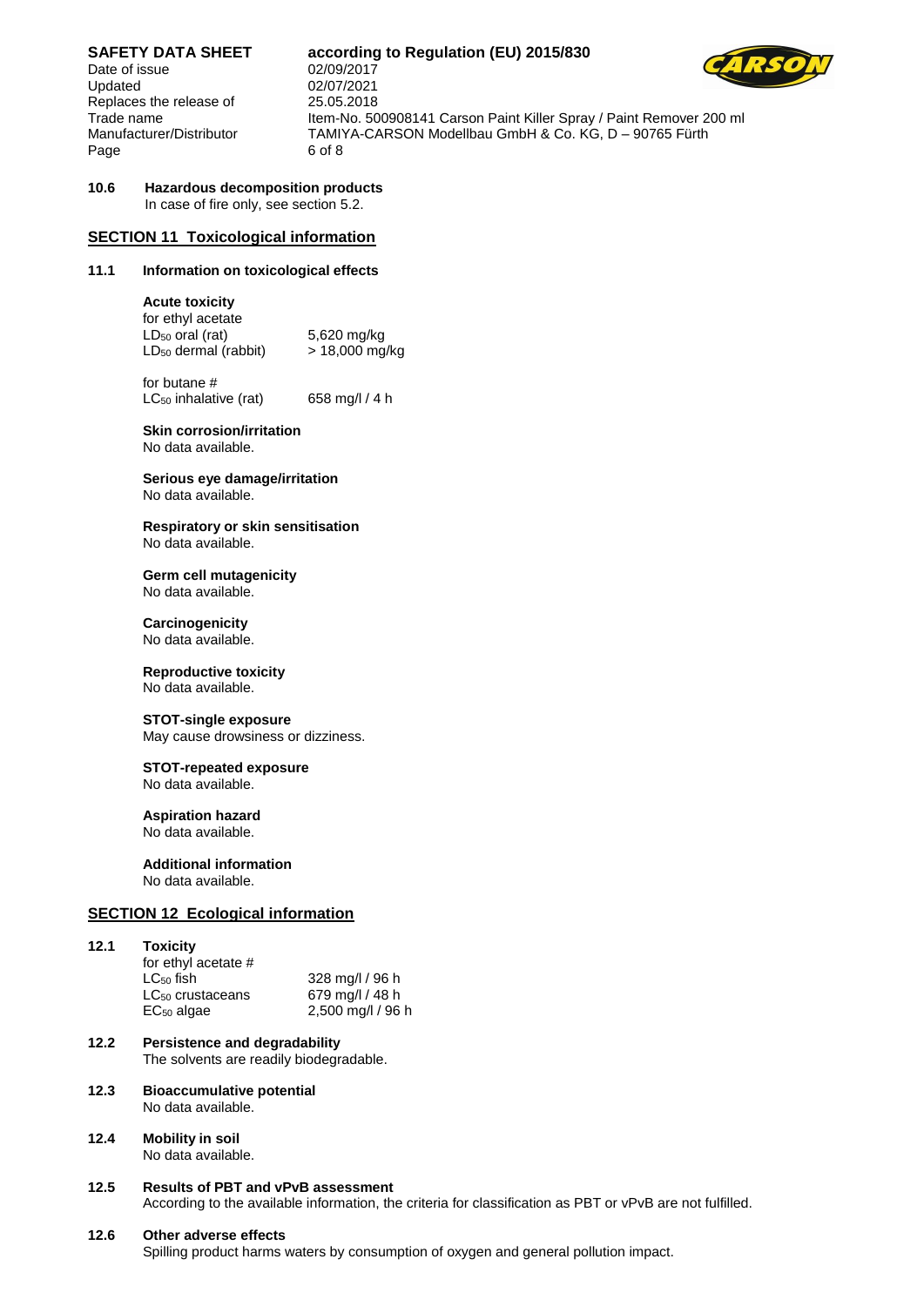**10.6 Hazardous decomposition products**
In case of fire only, see section 5.2.

## SECTION 11 Toxicological information

### 11.1 Information on toxicological effects

**Acute toxicity**

for ethyl acetate

| | |
|---|---|
| $LD_{50}$ oral (rat) | 5,620 mg/kg |
| $LD_{50}$ dermal (rabbit) | > 18,000 mg/kg |

for butane #

| | |
|---|---|
| $LC_{50}$ inhalative (rat) | 658 mg/l / 4 h |

**Skin corrosion/irritation**
No data available.

**Serious eye damage/irritation**
No data available.

**Respiratory or skin sensitisation**
No data available.

**Germ cell mutagenicity**
No data available.

**Carcinogenicity**
No data available.

**Reproductive toxicity**
No data available.

**STOT-single exposure**
May cause drowsiness or dizziness.

**STOT-repeated exposure**
No data available.

**Aspiration hazard**
No data available.

**Additional information**
No data available.

## SECTION 12 Ecological information

### 12.1 Toxicity

for ethyl acetate #

| | |
|---|---|
| $LC_{50}$ fish | 328 mg/l / 96 h |
| $LC_{50}$ crustaceans | 679 mg/l / 48 h |
| $EC_{50}$ algae | 2,500 mg/l / 96 h |

### 12.2 Persistence and degradability
The solvents are readily biodegradable.

### 12.3 Bioaccumulative potential
No data available.

### 12.4 Mobility in soil
No data available.

### 12.5 Results of PBT and vPvB assessment
According to the available information, the criteria for classification as PBT or vPvB are not fulfilled.

### 12.6 Other adverse effects
Spilling product harms waters by consumption of oxygen and general pollution impact.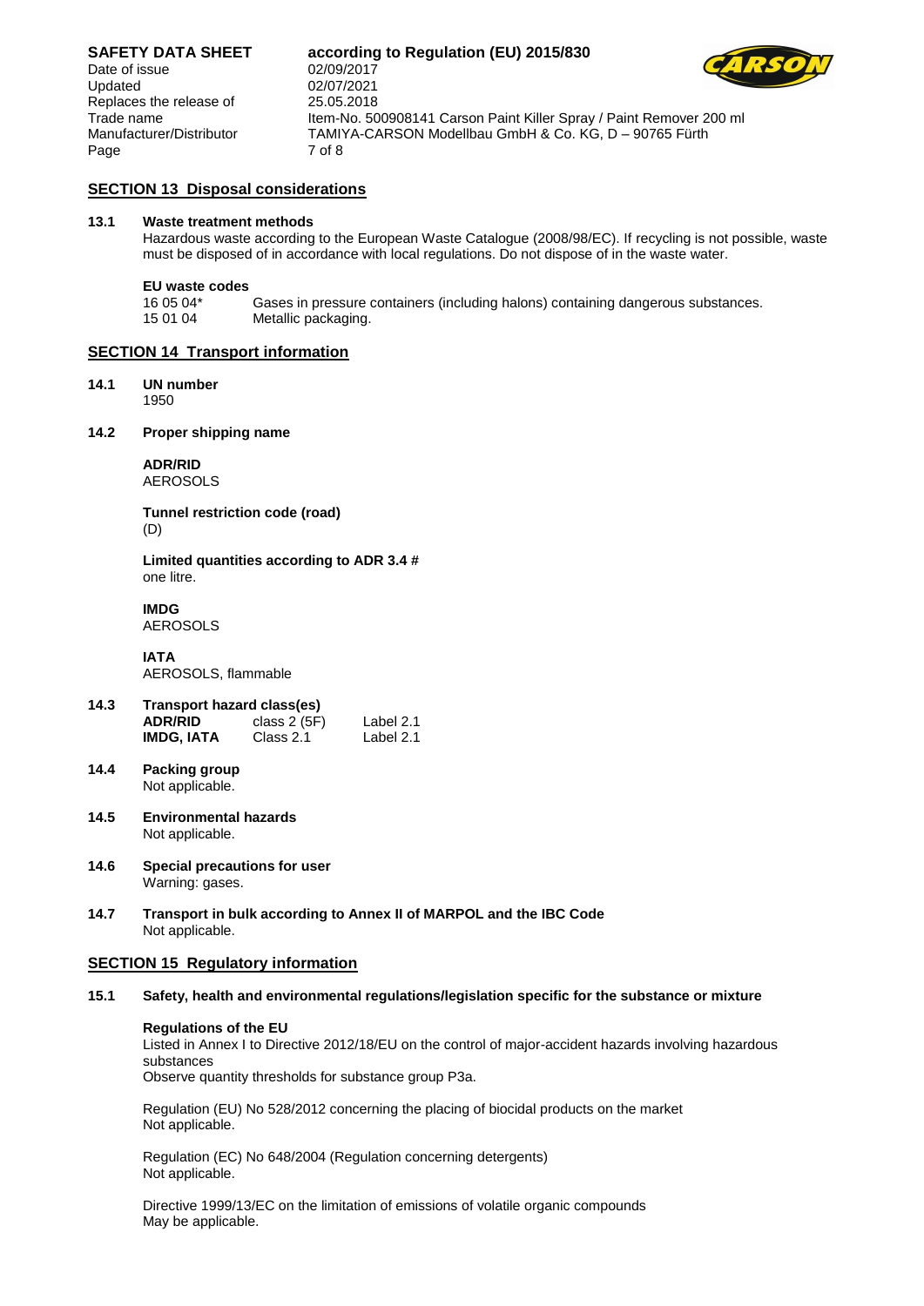## SECTION 13 Disposal considerations

**13.1 Waste treatment methods**

Hazardous waste according to the European Waste Catalogue (2008/98/EC). If recycling is not possible, waste must be disposed of in accordance with local regulations. Do not dispose of in the waste water.

**EU waste codes**

| | |
|---|---|
| 16 05 04* | Gases in pressure containers (including halons) containing dangerous substances. |
| 15 01 04 | Metallic packaging. |

## SECTION 14 Transport information

**14.1 UN number**

1950

**14.2 Proper shipping name**

**ADR/RID**
AEROSOLS

**Tunnel restriction code (road)**
(D)

**Limited quantities according to ADR 3.4 #**
one litre.

**IMDG**
AEROSOLS

**IATA**
AEROSOLS, flammable

**14.3 Transport hazard class(es)**

| | | |
|---|---|---|
| **ADR/RID** | class 2 (5F) | Label 2.1 |
| **IMDG, IATA** | Class 2.1 | Label 2.1 |

**14.4 Packing group**

Not applicable.

**14.5 Environmental hazards**

Not applicable.

**14.6 Special precautions for user**

Warning: gases.

**14.7 Transport in bulk according to Annex II of MARPOL and the IBC Code**

Not applicable.

## SECTION 15 Regulatory information

**15.1 Safety, health and environmental regulations/legislation specific for the substance or mixture**

**Regulations of the EU**

Listed in Annex I to Directive 2012/18/EU on the control of major-accident hazards involving hazardous substances
Observe quantity thresholds for substance group P3a.

Regulation (EU) No 528/2012 concerning the placing of biocidal products on the market
Not applicable.

Regulation (EC) No 648/2004 (Regulation concerning detergents)
Not applicable.

Directive 1999/13/EC on the limitation of emissions of volatile organic compounds
May be applicable.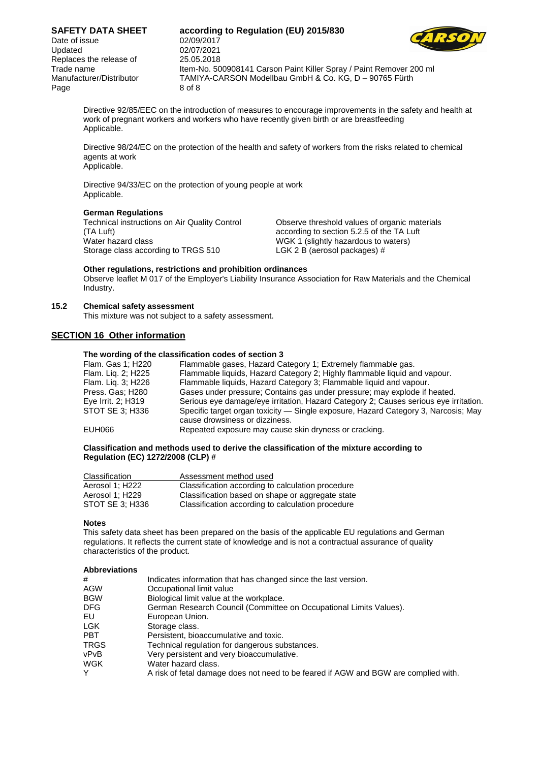Directive 92/85/EEC on the introduction of measures to encourage improvements in the safety and health at work of pregnant workers and workers who have recently given birth or are breastfeeding
Applicable.

Directive 98/24/EC on the protection of the health and safety of workers from the risks related to chemical agents at work
Applicable.

Directive 94/33/EC on the protection of young people at work
Applicable.

**German Regulations**

| | |
|---|---|
| Technical instructions on Air Quality Control (TA Luft) | Observe threshold values of organic materials according to section 5.2.5 of the TA Luft |
| Water hazard class | WGK 1 (slightly hazardous to waters) |
| Storage class according to TRGS 510 | LGK 2 B (aerosol packages) # |

**Other regulations, restrictions and prohibition ordinances**
Observe leaflet M 017 of the Employer's Liability Insurance Association for Raw Materials and the Chemical Industry.

**15.2 Chemical safety assessment**
This mixture was not subject to a safety assessment.

## SECTION 16 Other information

**The wording of the classification codes of section 3**

| | |
|---|---|
| Flam. Gas 1; H220 | Flammable gases, Hazard Category 1; Extremely flammable gas. |
| Flam. Liq. 2; H225 | Flammable liquids, Hazard Category 2; Highly flammable liquid and vapour. |
| Flam. Liq. 3; H226 | Flammable liquids, Hazard Category 3; Flammable liquid and vapour. |
| Press. Gas; H280 | Gases under pressure; Contains gas under pressure; may explode if heated. |
| Eye Irrit. 2; H319 | Serious eye damage/eye irritation, Hazard Category 2; Causes serious eye irritation. |
| STOT SE 3; H336 | Specific target organ toxicity — Single exposure, Hazard Category 3, Narcosis; May cause drowsiness or dizziness. |
| EUH066 | Repeated exposure may cause skin dryness or cracking. |

**Classification and methods used to derive the classification of the mixture according to Regulation (EC) 1272/2008 (CLP) #**

| Classification | Assessment method used |
|---|---|
| Aerosol 1; H222 | Classification according to calculation procedure |
| Aerosol 1; H229 | Classification based on shape or aggregate state |
| STOT SE 3; H336 | Classification according to calculation procedure |

**Notes**
This safety data sheet has been prepared on the basis of the applicable EU regulations and German regulations. It reflects the current state of knowledge and is not a contractual assurance of quality characteristics of the product.

**Abbreviations**

| | |
|---|---|
| # | Indicates information that has changed since the last version. |
| AGW | Occupational limit value |
| BGW | Biological limit value at the workplace. |
| DFG | German Research Council (Committee on Occupational Limits Values). |
| EU | European Union. |
| LGK | Storage class. |
| PBT | Persistent, bioaccumulative and toxic. |
| TRGS | Technical regulation for dangerous substances. |
| vPvB | Very persistent and very bioaccumulative. |
| WGK | Water hazard class. |
| Y | A risk of fetal damage does not need to be feared if AGW and BGW are complied with. |